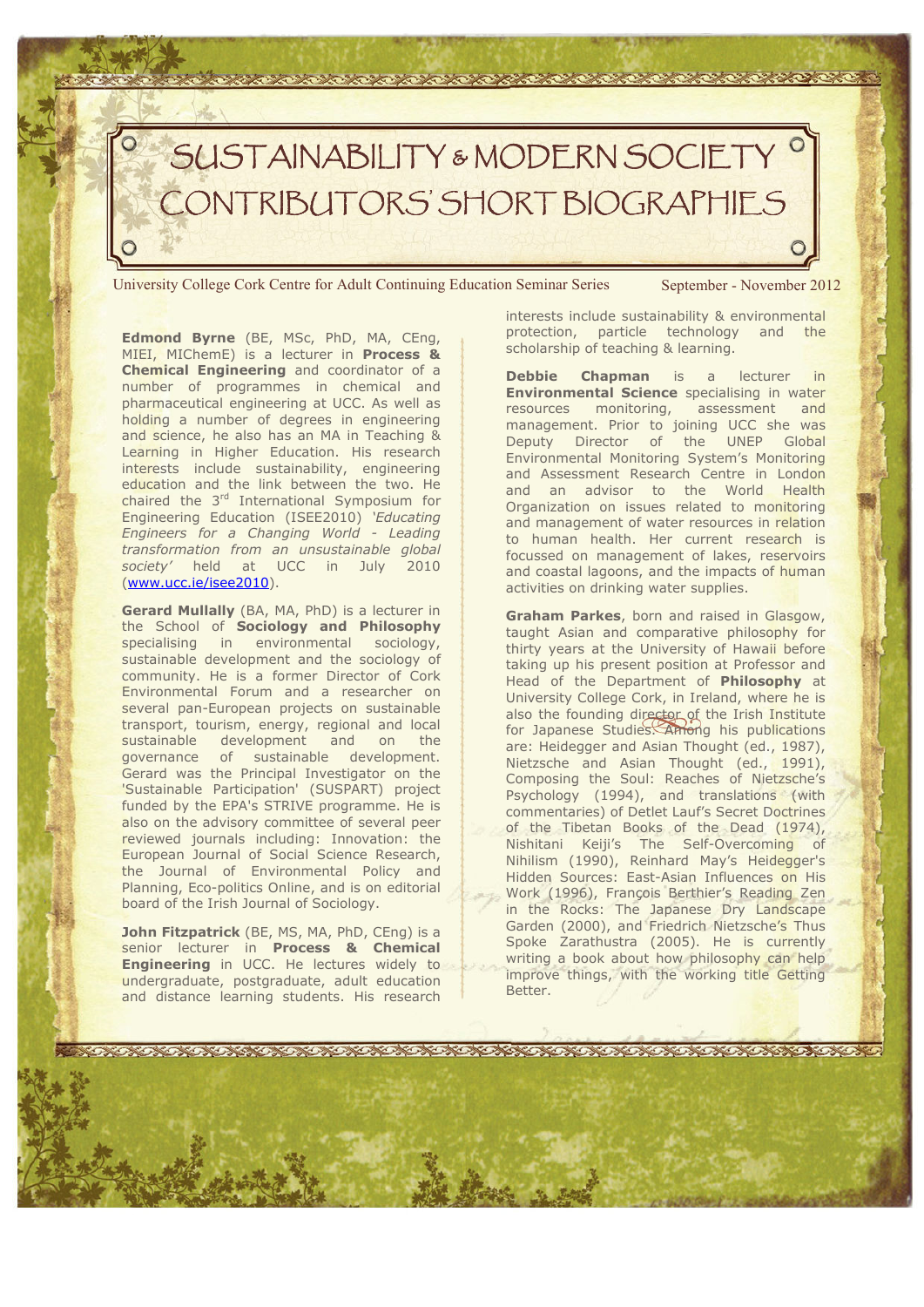# SUSTAINABILITY & MODERN SOCIETY CONTRIBUTORS' SHORT BIOGRAPHIES

University College Cork Centre for Adult Continuing Education Seminar Series — September - November 2012

**Edmond Byrne** (BE, MSc, PhD, MA, CEng, MIEI, MIChemE) is a lecturer in **Process & Chemical Engineering** and coordinator of a number of programmes in chemical and pharmaceutical engineering at UCC. As well as holding a number of degrees in engineering and science, he also has an MA in Teaching & Learning in Higher Education. His research interests include sustainability, engineering education and the link between the two. He chaired the 3rd International Symposium for Engineering Education (ISEE2010) *'Educating Engineers for a Changing World - Leading transformation from an unsustainable global society'* held at UCC in July 2010 (www.ucc.ie/isee2010).

**Gerard Mullally** (BA, MA, PhD) is a lecturer in the School of **Sociology and Philosophy** specialising in environmental sociology, sustainable development and the sociology of community. He is a former Director of Cork Environmental Forum and a researcher on several pan-European projects on sustainable transport, tourism, energy, regional and local sustainable development and on the governance of sustainable development. Gerard was the Principal Investigator on the 'Sustainable Participation' (SUSPART) project funded by the EPA's STRIVE programme. He is also on the advisory committee of several peer reviewed journals including: Innovation: the European Journal of Social Science Research, the Journal of Environmental Policy and Planning, Eco-politics Online, and is on editorial board of the Irish Journal of Sociology.

**John Fitzpatrick** (BE, MS, MA, PhD, CEng) is a senior lecturer in **Process & Chemical Engineering** in UCC. He lectures widely to undergraduate, postgraduate, adult education and distance learning students. His research interests include sustainability & environmental protection, particle technology and the scholarship of teaching & learning.

**Debbie Chapman** is a lecturer in **Environmental Science** specialising in water resources monitoring, assessment and management. Prior to joining UCC she was Deputy Director of the UNEP Global Environmental Monitoring System's Monitoring and Assessment Research Centre in London and an advisor to the World Health Organization on issues related to monitoring and management of water resources in relation to human health. Her current research is focussed on management of lakes, reservoirs and coastal lagoons, and the impacts of human activities on drinking water supplies.

**Graham Parkes**, born and raised in Glasgow, taught Asian and comparative philosophy for thirty years at the University of Hawaii before taking up his present position at Professor and Head of the Department of **Philosophy** at University College Cork, in Ireland, where he is also the founding director of the Irish Institute for Japanese Studies. Among his publications are: Heidegger and Asian Thought (ed., 1987), Nietzsche and Asian Thought (ed., 1991), Composing the Soul: Reaches of Nietzsche's Psychology (1994), and translations (with commentaries) of Detlet Lauf's Secret Doctrines of the Tibetan Books of the Dead (1974), Nishitani Keiji's The Self-Overcoming of Nihilism (1990), Reinhard May's Heidegger's Hidden Sources: East-Asian Influences on His Work (1996), François Berthier's Reading Zen in the Rocks: The Japanese Dry Landscape Garden (2000), and Friedrich Nietzsche's Thus Spoke Zarathustra (2005). He is currently writing a book about how philosophy can help improve things, with the working title Getting Better.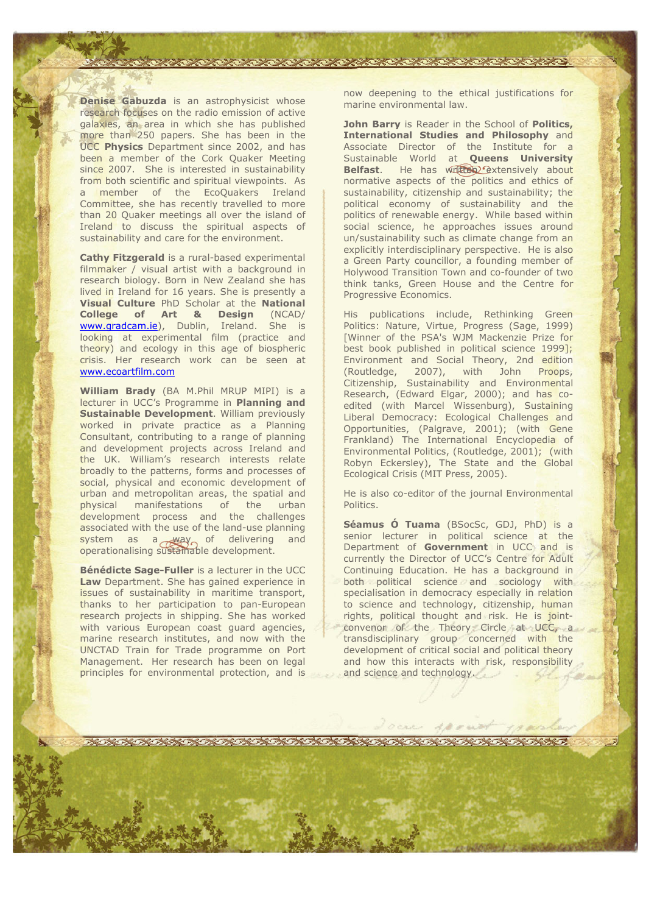**Denise Gabuzda** is an astrophysicist whose research focuses on the radio emission of active galaxies, an area in which she has published more than 250 papers. She has been in the UCC **Physics** Department since 2002, and has been a member of the Cork Quaker Meeting since 2007. She is interested in sustainability from both scientific and spiritual viewpoints. As a member of the EcoQuakers Ireland Committee, she has recently travelled to more than 20 Quaker meetings all over the island of Ireland to discuss the spiritual aspects of sustainability and care for the environment.

**Cathy Fitzgerald** is a rural-based experimental filmmaker / visual artist with a background in research biology. Born in New Zealand she has lived in Ireland for 16 years. She is presently a **Visual Culture** PhD Scholar at the **National College of Art & Design** (NCAD/ www.gradcam.ie), Dublin, Ireland. She is looking at experimental film (practice and theory) and ecology in this age of biospheric crisis. Her research work can be seen at www.ecoartfilm.com

**William Brady** (BA M.Phil MRUP MIPI) is a lecturer in UCC's Programme in **Planning and Sustainable Development**. William previously worked in private practice as a Planning Consultant, contributing to a range of planning and development projects across Ireland and the UK. William's research interests relate broadly to the patterns, forms and processes of social, physical and economic development of urban and metropolitan areas, the spatial and physical manifestations of the urban development process and the challenges associated with the use of the land-use planning system as a way of delivering and operationalising sustainable development.

**Bénédicte Sage-Fuller** is a lecturer in the UCC **Law** Department. She has gained experience in issues of sustainability in maritime transport, thanks to her participation to pan-European research projects in shipping. She has worked with various European coast guard agencies, marine research institutes, and now with the UNCTAD Train for Trade programme on Port Management. Her research has been on legal principles for environmental protection, and is now deepening to the ethical justifications for marine environmental law.

**John Barry** is Reader in the School of **Politics, International Studies and Philosophy** and Associate Director of the Institute for a Sustainable World at **Queens University Belfast**. He has written extensively about normative aspects of the politics and ethics of sustainability, citizenship and sustainability; the political economy of sustainability and the politics of renewable energy. While based within social science, he approaches issues around un/sustainability such as climate change from an explicitly interdisciplinary perspective. He is also a Green Party councillor, a founding member of Holywood Transition Town and co-founder of two think tanks, Green House and the Centre for Progressive Economics.

His publications include, Rethinking Green Politics: Nature, Virtue, Progress (Sage, 1999) [Winner of the PSA's WJM Mackenzie Prize for best book published in political science 1999]; Environment and Social Theory, 2nd edition (Routledge, 2007), with John Proops, Citizenship, Sustainability and Environmental Research, (Edward Elgar, 2000); and has co-edited (with Marcel Wissenburg), Sustaining Liberal Democracy: Ecological Challenges and Opportunities, (Palgrave, 2001); (with Gene Frankland) The International Encyclopedia of Environmental Politics, (Routledge, 2001); (with Robyn Eckersley), The State and the Global Ecological Crisis (MIT Press, 2005).

He is also co-editor of the journal Environmental Politics.

**Séamus Ó Tuama** (BSocSc, GDJ, PhD) is a senior lecturer in political science at the Department of **Government** in UCC and is currently the Director of UCC's Centre for Adult Continuing Education. He has a background in both political science and sociology with specialisation in democracy especially in relation to science and technology, citizenship, human rights, political thought and risk. He is joint-convenor of the Theory Circle at UCC, a transdisciplinary group concerned with the development of critical social and political theory and how this interacts with risk, responsibility and science and technology.